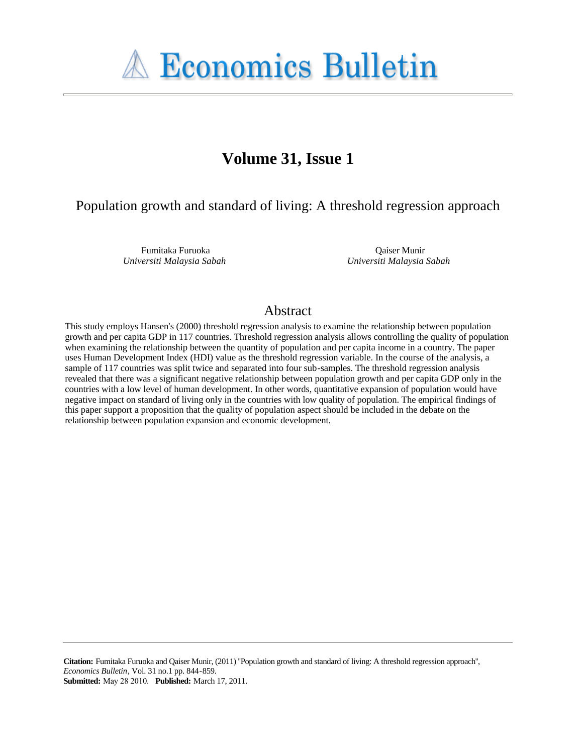# Economics Bulletin

## Volume 31, Issue 1

### Population growth and standard of living: A threshold regression approach

Fumitaka Furuoka
*Universiti Malaysia Sabah*

Qaiser Munir
*Universiti Malaysia Sabah*

## Abstract

This study employs Hansen's (2000) threshold regression analysis to examine the relationship between population growth and per capita GDP in 117 countries. Threshold regression analysis allows controlling the quality of population when examining the relationship between the quantity of population and per capita income in a country. The paper uses Human Development Index (HDI) value as the threshold regression variable. In the course of the analysis, a sample of 117 countries was split twice and separated into four sub-samples. The threshold regression analysis revealed that there was a significant negative relationship between population growth and per capita GDP only in the countries with a low level of human development. In other words, quantitative expansion of population would have negative impact on standard of living only in the countries with low quality of population. The empirical findings of this paper support a proposition that the quality of population aspect should be included in the debate on the relationship between population expansion and economic development.

**Citation:** Fumitaka Furuoka and Qaiser Munir, (2011) ''Population growth and standard of living: A threshold regression approach'', *Economics Bulletin*, Vol. 31 no.1 pp. 844-859.
**Submitted:** May 28 2010. **Published:** March 17, 2011.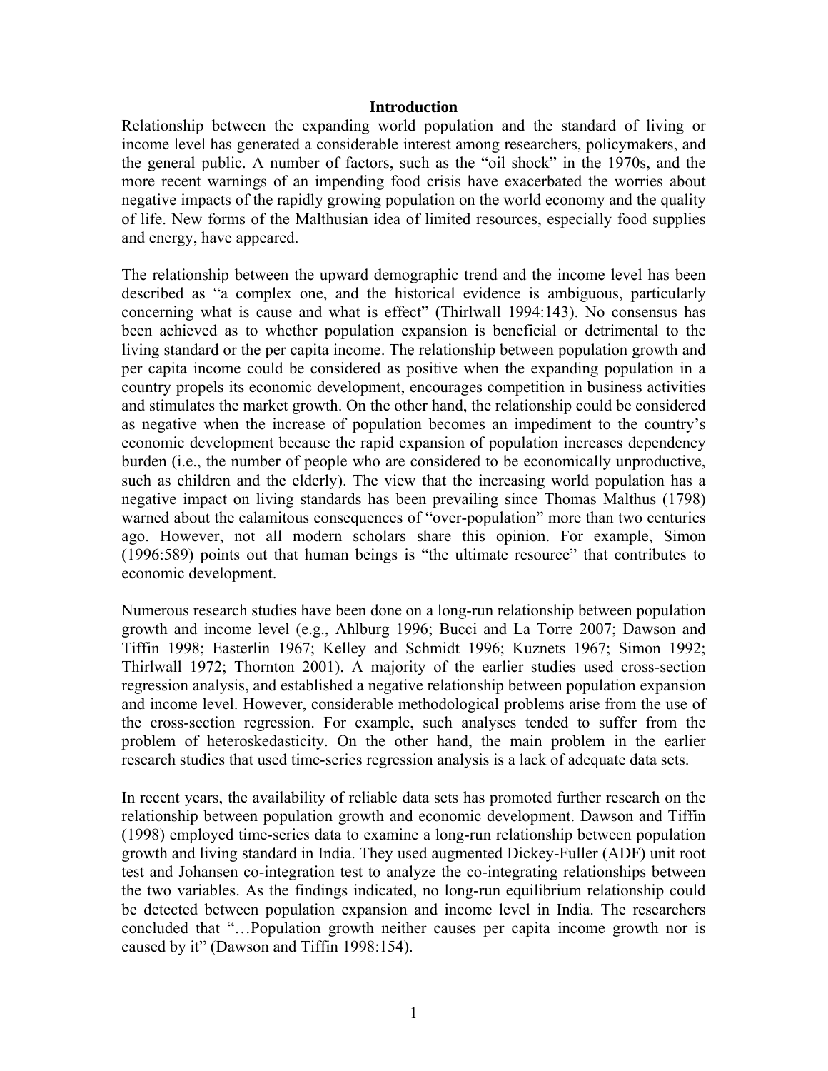## Introduction

Relationship between the expanding world population and the standard of living or income level has generated a considerable interest among researchers, policymakers, and the general public. A number of factors, such as the "oil shock" in the 1970s, and the more recent warnings of an impending food crisis have exacerbated the worries about negative impacts of the rapidly growing population on the world economy and the quality of life. New forms of the Malthusian idea of limited resources, especially food supplies and energy, have appeared.

The relationship between the upward demographic trend and the income level has been described as "a complex one, and the historical evidence is ambiguous, particularly concerning what is cause and what is effect" (Thirlwall 1994:143). No consensus has been achieved as to whether population expansion is beneficial or detrimental to the living standard or the per capita income. The relationship between population growth and per capita income could be considered as positive when the expanding population in a country propels its economic development, encourages competition in business activities and stimulates the market growth. On the other hand, the relationship could be considered as negative when the increase of population becomes an impediment to the country's economic development because the rapid expansion of population increases dependency burden (i.e., the number of people who are considered to be economically unproductive, such as children and the elderly). The view that the increasing world population has a negative impact on living standards has been prevailing since Thomas Malthus (1798) warned about the calamitous consequences of "over-population" more than two centuries ago. However, not all modern scholars share this opinion. For example, Simon (1996:589) points out that human beings is "the ultimate resource" that contributes to economic development.

Numerous research studies have been done on a long-run relationship between population growth and income level (e.g., Ahlburg 1996; Bucci and La Torre 2007; Dawson and Tiffin 1998; Easterlin 1967; Kelley and Schmidt 1996; Kuznets 1967; Simon 1992; Thirlwall 1972; Thornton 2001). A majority of the earlier studies used cross-section regression analysis, and established a negative relationship between population expansion and income level. However, considerable methodological problems arise from the use of the cross-section regression. For example, such analyses tended to suffer from the problem of heteroskedasticity. On the other hand, the main problem in the earlier research studies that used time-series regression analysis is a lack of adequate data sets.

In recent years, the availability of reliable data sets has promoted further research on the relationship between population growth and economic development. Dawson and Tiffin (1998) employed time-series data to examine a long-run relationship between population growth and living standard in India. They used augmented Dickey-Fuller (ADF) unit root test and Johansen co-integration test to analyze the co-integrating relationships between the two variables. As the findings indicated, no long-run equilibrium relationship could be detected between population expansion and income level in India. The researchers concluded that "…Population growth neither causes per capita income growth nor is caused by it" (Dawson and Tiffin 1998:154).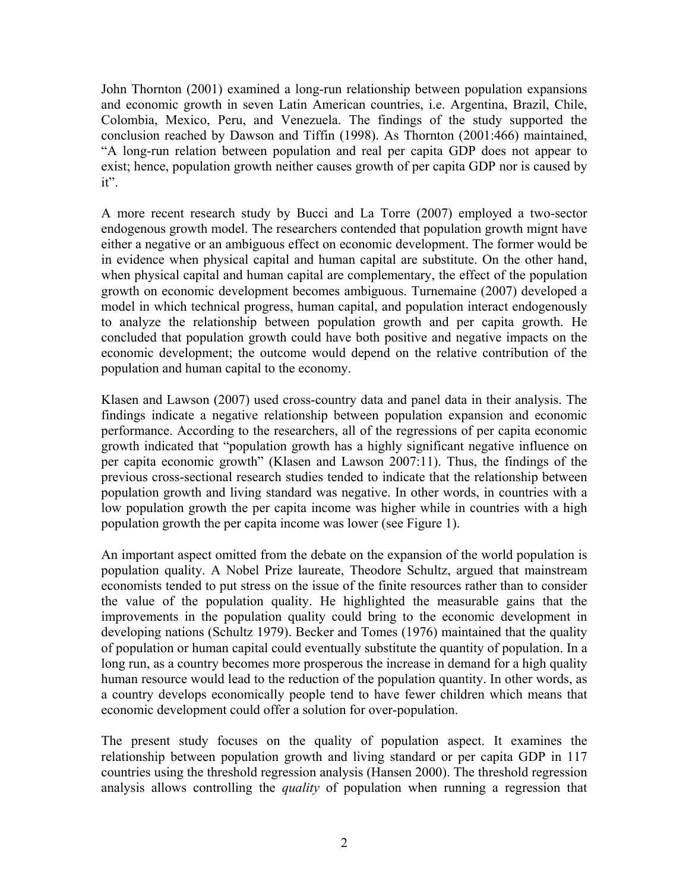John Thornton (2001) examined a long-run relationship between population expansions and economic growth in seven Latin American countries, i.e. Argentina, Brazil, Chile, Colombia, Mexico, Peru, and Venezuela. The findings of the study supported the conclusion reached by Dawson and Tiffin (1998). As Thornton (2001:466) maintained, "A long-run relation between population and real per capita GDP does not appear to exist; hence, population growth neither causes growth of per capita GDP nor is caused by it".

A more recent research study by Bucci and La Torre (2007) employed a two-sector endogenous growth model. The researchers contended that population growth mignt have either a negative or an ambiguous effect on economic development. The former would be in evidence when physical capital and human capital are substitute. On the other hand, when physical capital and human capital are complementary, the effect of the population growth on economic development becomes ambiguous. Turnemaine (2007) developed a model in which technical progress, human capital, and population interact endogenously to analyze the relationship between population growth and per capita growth. He concluded that population growth could have both positive and negative impacts on the economic development; the outcome would depend on the relative contribution of the population and human capital to the economy.

Klasen and Lawson (2007) used cross-country data and panel data in their analysis. The findings indicate a negative relationship between population expansion and economic performance. According to the researchers, all of the regressions of per capita economic growth indicated that "population growth has a highly significant negative influence on per capita economic growth" (Klasen and Lawson 2007:11). Thus, the findings of the previous cross-sectional research studies tended to indicate that the relationship between population growth and living standard was negative. In other words, in countries with a low population growth the per capita income was higher while in countries with a high population growth the per capita income was lower (see Figure 1).

An important aspect omitted from the debate on the expansion of the world population is population quality. A Nobel Prize laureate, Theodore Schultz, argued that mainstream economists tended to put stress on the issue of the finite resources rather than to consider the value of the population quality. He highlighted the measurable gains that the improvements in the population quality could bring to the economic development in developing nations (Schultz 1979). Becker and Tomes (1976) maintained that the quality of population or human capital could eventually substitute the quantity of population. In a long run, as a country becomes more prosperous the increase in demand for a high quality human resource would lead to the reduction of the population quantity. In other words, as a country develops economically people tend to have fewer children which means that economic development could offer a solution for over-population.

The present study focuses on the quality of population aspect. It examines the relationship between population growth and living standard or per capita GDP in 117 countries using the threshold regression analysis (Hansen 2000). The threshold regression analysis allows controlling the *quality* of population when running a regression that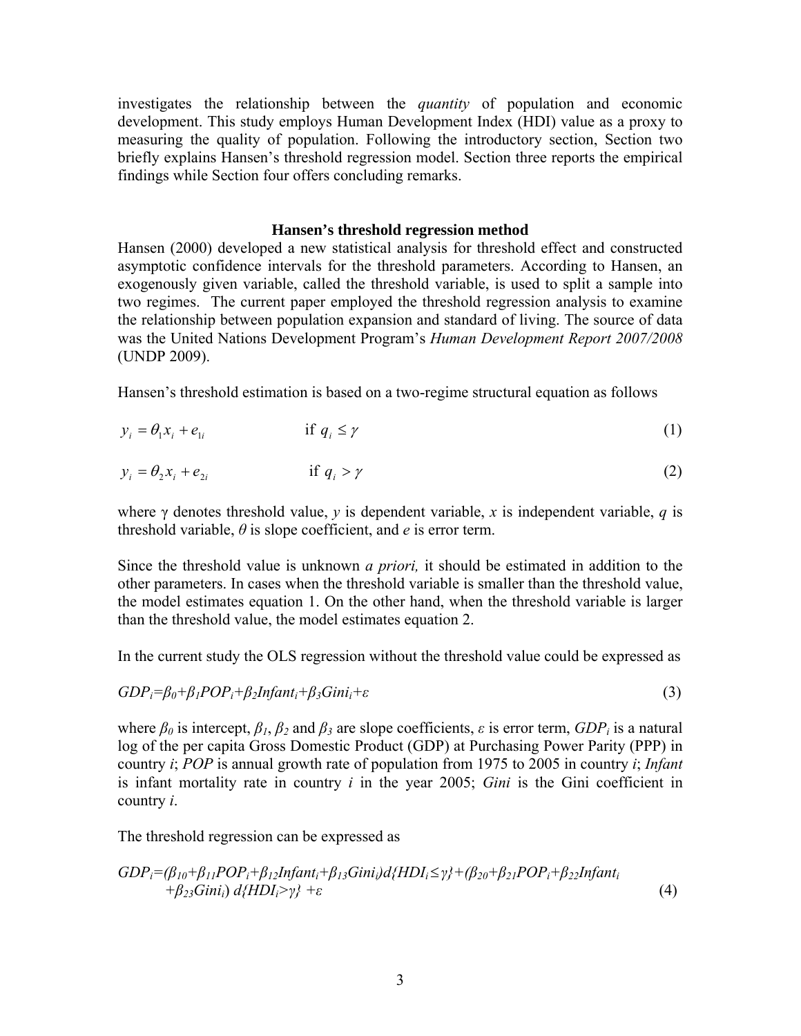investigates the relationship between the *quantity* of population and economic development. This study employs Human Development Index (HDI) value as a proxy to measuring the quality of population. Following the introductory section, Section two briefly explains Hansen's threshold regression model. Section three reports the empirical findings while Section four offers concluding remarks.

## Hansen's threshold regression method

Hansen (2000) developed a new statistical analysis for threshold effect and constructed asymptotic confidence intervals for the threshold parameters. According to Hansen, an exogenously given variable, called the threshold variable, is used to split a sample into two regimes. The current paper employed the threshold regression analysis to examine the relationship between population expansion and standard of living. The source of data was the United Nations Development Program's *Human Development Report 2007/2008* (UNDP 2009).

Hansen's threshold estimation is based on a two-regime structural equation as follows

$$y_i = \theta_1 x_i + e_{1i} \qquad \text{if } q_i \leq \gamma \tag{1}$$

$$y_i = \theta_2 x_i + e_{2i} \qquad \text{if } q_i > \gamma \tag{2}$$

where $\gamma$ denotes threshold value, $y$ is dependent variable, $x$ is independent variable, $q$ is threshold variable, $\theta$ is slope coefficient, and $e$ is error term.

Since the threshold value is unknown *a priori,* it should be estimated in addition to the other parameters. In cases when the threshold variable is smaller than the threshold value, the model estimates equation 1. On the other hand, when the threshold variable is larger than the threshold value, the model estimates equation 2.

In the current study the OLS regression without the threshold value could be expressed as

$$GDP_i=\beta_0+\beta_1 POP_i+\beta_2 Infant_i+\beta_3 Gini_i+\varepsilon \tag{3}$$

where $\beta_0$ is intercept, $\beta_1$, $\beta_2$ and $\beta_3$ are slope coefficients, $\varepsilon$ is error term, $GDP_i$ is a natural log of the per capita Gross Domestic Product (GDP) at Purchasing Power Parity (PPP) in country $i$; $POP$ is annual growth rate of population from 1975 to 2005 in country $i$; $Infant$ is infant mortality rate in country $i$ in the year 2005; $Gini$ is the Gini coefficient in country $i$.

The threshold regression can be expressed as

$$GDP_i=(\beta_{10}+\beta_{11}POP_i+\beta_{12}Infant_i+\beta_{13}Gini_i)d\{HDI_i \leq \gamma\}+(\beta_{20}+\beta_{21}POP_i+\beta_{22}Infant_i+\beta_{23}Gini_i)\, d\{HDI_i>\gamma\} +\varepsilon \tag{4}$$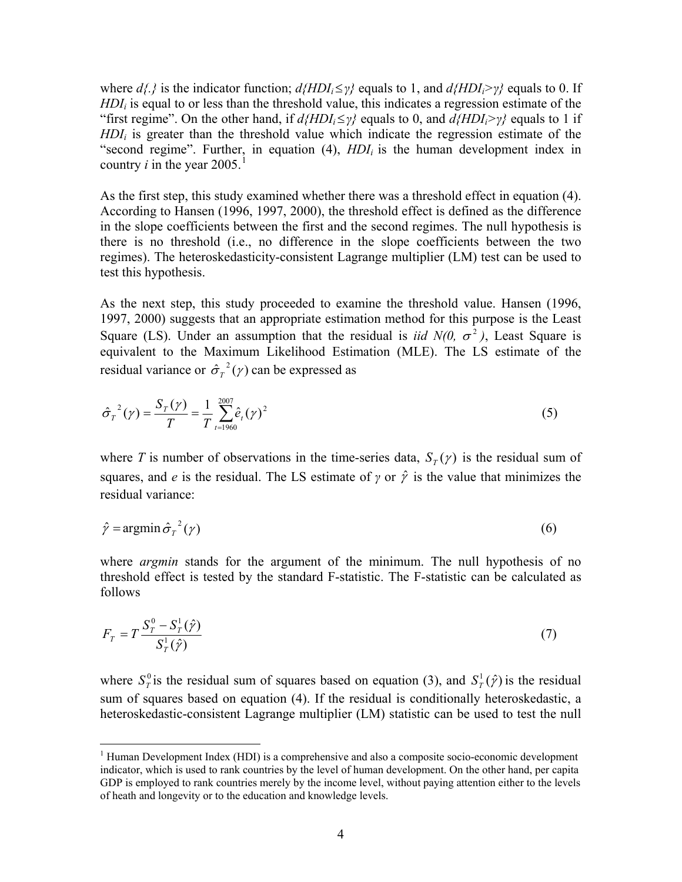where $d\{.\}$ is the indicator function; $d\{HDI_i \leq \gamma\}$ equals to 1, and $d\{HDI_i > \gamma\}$ equals to 0. If $HDI_i$ is equal to or less than the threshold value, this indicates a regression estimate of the "first regime". On the other hand, if $d\{HDI_i \leq \gamma\}$ equals to 0, and $d\{HDI_i > \gamma\}$ equals to 1 if $HDI_i$ is greater than the threshold value which indicate the regression estimate of the "second regime". Further, in equation (4), $HDI_i$ is the human development index in country $i$ in the year 2005.[1]

As the first step, this study examined whether there was a threshold effect in equation (4). According to Hansen (1996, 1997, 2000), the threshold effect is defined as the difference in the slope coefficients between the first and the second regimes. The null hypothesis is there is no threshold (i.e., no difference in the slope coefficients between the two regimes). The heteroskedasticity-consistent Lagrange multiplier (LM) test can be used to test this hypothesis.

As the next step, this study proceeded to examine the threshold value. Hansen (1996, 1997, 2000) suggests that an appropriate estimation method for this purpose is the Least Square (LS). Under an assumption that the residual is *iid* $N(0, \sigma^2)$, Least Square is equivalent to the Maximum Likelihood Estimation (MLE). The LS estimate of the residual variance or $\hat{\sigma}_T{}^2(\gamma)$ can be expressed as

$$\hat{\sigma}_T{}^2(\gamma) = \frac{S_T(\gamma)}{T} = \frac{1}{T}\sum_{t=1960}^{2007} \hat{e}_t(\gamma)^2 \tag{5}$$

where $T$ is number of observations in the time-series data, $S_T(\gamma)$ is the residual sum of squares, and $e$ is the residual. The LS estimate of $\gamma$ or $\hat{\gamma}$ is the value that minimizes the residual variance:

$$\hat{\gamma} = \operatorname{argmin} \hat{\sigma}_T{}^2(\gamma) \tag{6}$$

where *argmin* stands for the argument of the minimum. The null hypothesis of no threshold effect is tested by the standard F-statistic. The F-statistic can be calculated as follows

$$F_T = T\frac{S_T^0 - S_T^1(\hat{\gamma})}{S_T^1(\hat{\gamma})} \tag{7}$$

where $S_T^0$ is the residual sum of squares based on equation (3), and $S_T^1(\hat{\gamma})$ is the residual sum of squares based on equation (4). If the residual is conditionally heteroskedastic, a heteroskedastic-consistent Lagrange multiplier (LM) statistic can be used to test the null

---

[1] Human Development Index (HDI) is a comprehensive and also a composite socio-economic development indicator, which is used to rank countries by the level of human development. On the other hand, per capita GDP is employed to rank countries merely by the income level, without paying attention either to the levels of heath and longevity or to the education and knowledge levels.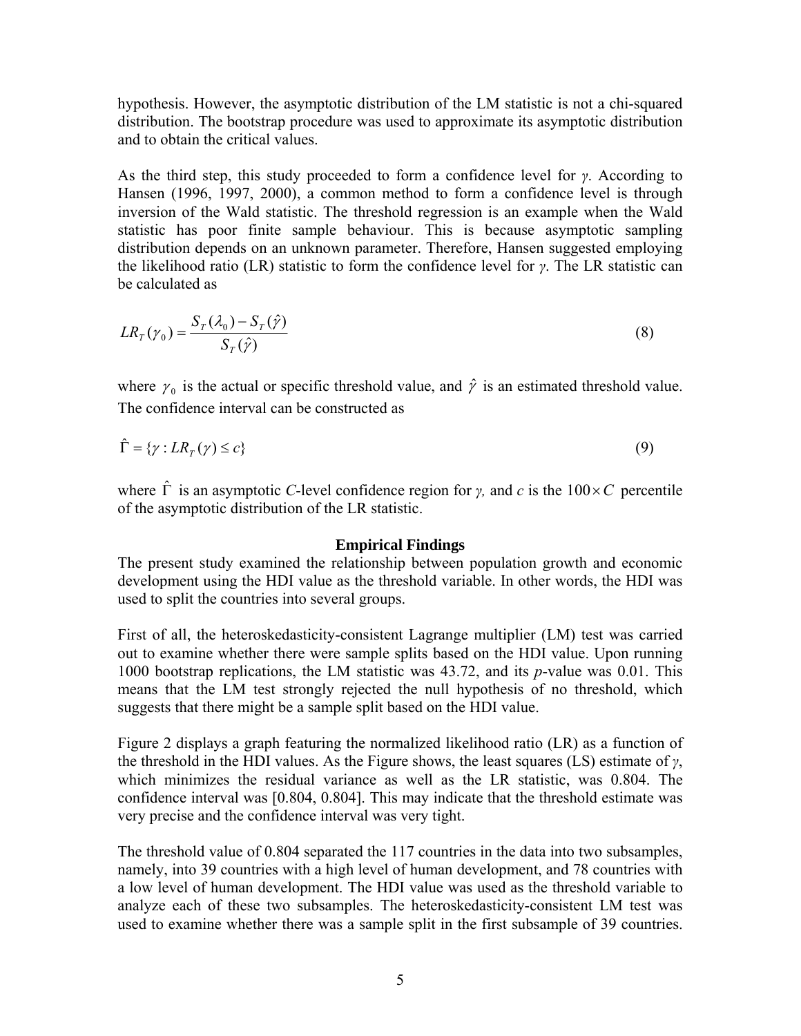hypothesis. However, the asymptotic distribution of the LM statistic is not a chi-squared distribution. The bootstrap procedure was used to approximate its asymptotic distribution and to obtain the critical values.

As the third step, this study proceeded to form a confidence level for *γ*. According to Hansen (1996, 1997, 2000), a common method to form a confidence level is through inversion of the Wald statistic. The threshold regression is an example when the Wald statistic has poor finite sample behaviour. This is because asymptotic sampling distribution depends on an unknown parameter. Therefore, Hansen suggested employing the likelihood ratio (LR) statistic to form the confidence level for *γ*. The LR statistic can be calculated as

$$LR_T(\gamma_0) = \frac{S_T(\lambda_0) - S_T(\hat{\gamma})}{S_T(\hat{\gamma})} \tag{8}$$

where $\gamma_0$ is the actual or specific threshold value, and $\hat{\gamma}$ is an estimated threshold value. The confidence interval can be constructed as

$$\hat{\Gamma} = \{\gamma : LR_T(\gamma) \le c\} \tag{9}$$

where $\hat{\Gamma}$ is an asymptotic *C*-level confidence region for *γ,* and *c* is the $100 \times C$ percentile of the asymptotic distribution of the LR statistic.

## Empirical Findings

The present study examined the relationship between population growth and economic development using the HDI value as the threshold variable. In other words, the HDI was used to split the countries into several groups.

First of all, the heteroskedasticity-consistent Lagrange multiplier (LM) test was carried out to examine whether there were sample splits based on the HDI value. Upon running 1000 bootstrap replications, the LM statistic was 43.72, and its *p*-value was 0.01. This means that the LM test strongly rejected the null hypothesis of no threshold, which suggests that there might be a sample split based on the HDI value.

Figure 2 displays a graph featuring the normalized likelihood ratio (LR) as a function of the threshold in the HDI values. As the Figure shows, the least squares (LS) estimate of *γ*, which minimizes the residual variance as well as the LR statistic, was 0.804. The confidence interval was [0.804, 0.804]. This may indicate that the threshold estimate was very precise and the confidence interval was very tight.

The threshold value of 0.804 separated the 117 countries in the data into two subsamples, namely, into 39 countries with a high level of human development, and 78 countries with a low level of human development. The HDI value was used as the threshold variable to analyze each of these two subsamples. The heteroskedasticity-consistent LM test was used to examine whether there was a sample split in the first subsample of 39 countries.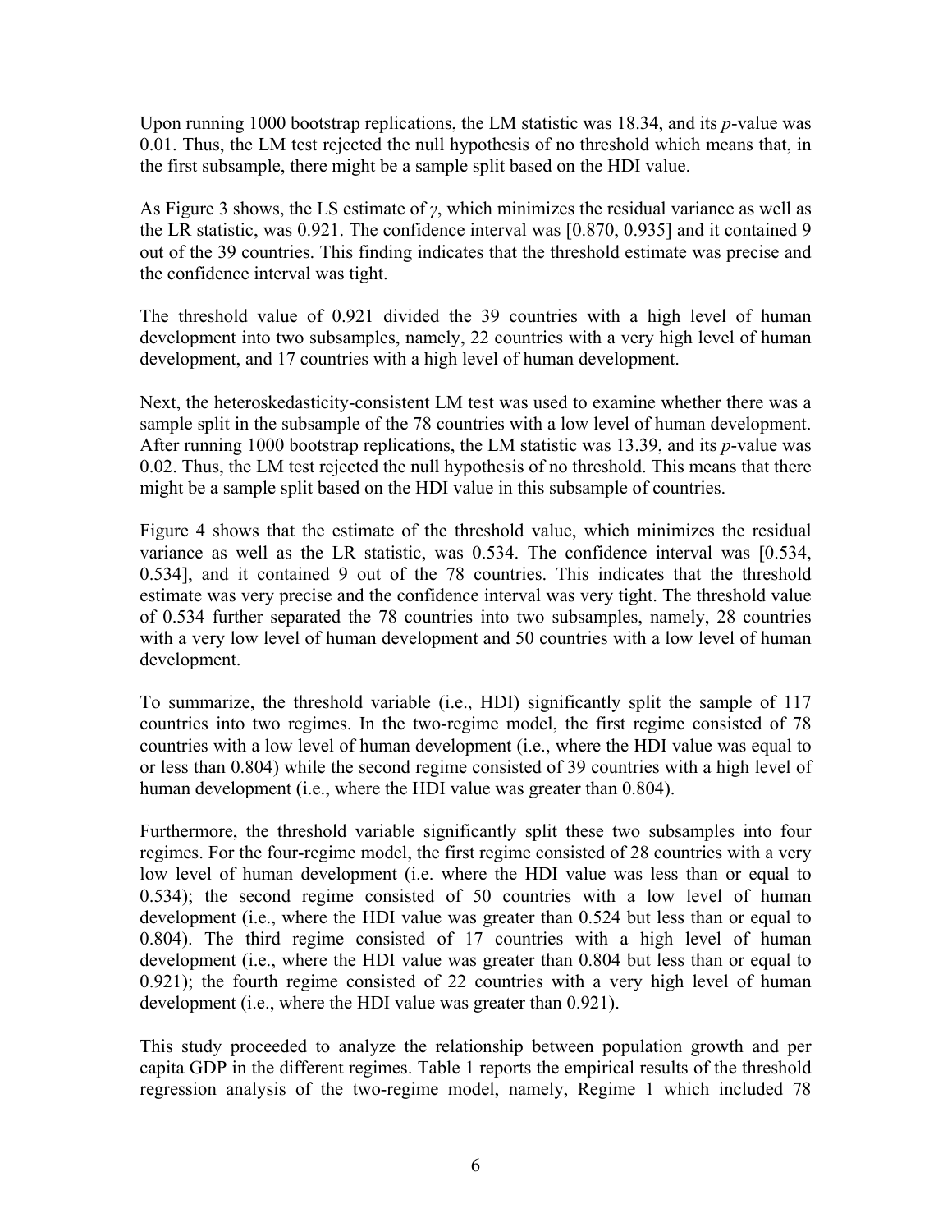Upon running 1000 bootstrap replications, the LM statistic was 18.34, and its *p*-value was 0.01. Thus, the LM test rejected the null hypothesis of no threshold which means that, in the first subsample, there might be a sample split based on the HDI value.

As Figure 3 shows, the LS estimate of $\gamma$, which minimizes the residual variance as well as the LR statistic, was 0.921. The confidence interval was [0.870, 0.935] and it contained 9 out of the 39 countries. This finding indicates that the threshold estimate was precise and the confidence interval was tight.

The threshold value of 0.921 divided the 39 countries with a high level of human development into two subsamples, namely, 22 countries with a very high level of human development, and 17 countries with a high level of human development.

Next, the heteroskedasticity-consistent LM test was used to examine whether there was a sample split in the subsample of the 78 countries with a low level of human development. After running 1000 bootstrap replications, the LM statistic was 13.39, and its *p*-value was 0.02. Thus, the LM test rejected the null hypothesis of no threshold. This means that there might be a sample split based on the HDI value in this subsample of countries.

Figure 4 shows that the estimate of the threshold value, which minimizes the residual variance as well as the LR statistic, was 0.534. The confidence interval was [0.534, 0.534], and it contained 9 out of the 78 countries. This indicates that the threshold estimate was very precise and the confidence interval was very tight. The threshold value of 0.534 further separated the 78 countries into two subsamples, namely, 28 countries with a very low level of human development and 50 countries with a low level of human development.

To summarize, the threshold variable (i.e., HDI) significantly split the sample of 117 countries into two regimes. In the two-regime model, the first regime consisted of 78 countries with a low level of human development (i.e., where the HDI value was equal to or less than 0.804) while the second regime consisted of 39 countries with a high level of human development (i.e., where the HDI value was greater than 0.804).

Furthermore, the threshold variable significantly split these two subsamples into four regimes. For the four-regime model, the first regime consisted of 28 countries with a very low level of human development (i.e. where the HDI value was less than or equal to 0.534); the second regime consisted of 50 countries with a low level of human development (i.e., where the HDI value was greater than 0.524 but less than or equal to 0.804). The third regime consisted of 17 countries with a high level of human development (i.e., where the HDI value was greater than 0.804 but less than or equal to 0.921); the fourth regime consisted of 22 countries with a very high level of human development (i.e., where the HDI value was greater than 0.921).

This study proceeded to analyze the relationship between population growth and per capita GDP in the different regimes. Table 1 reports the empirical results of the threshold regression analysis of the two-regime model, namely, Regime 1 which included 78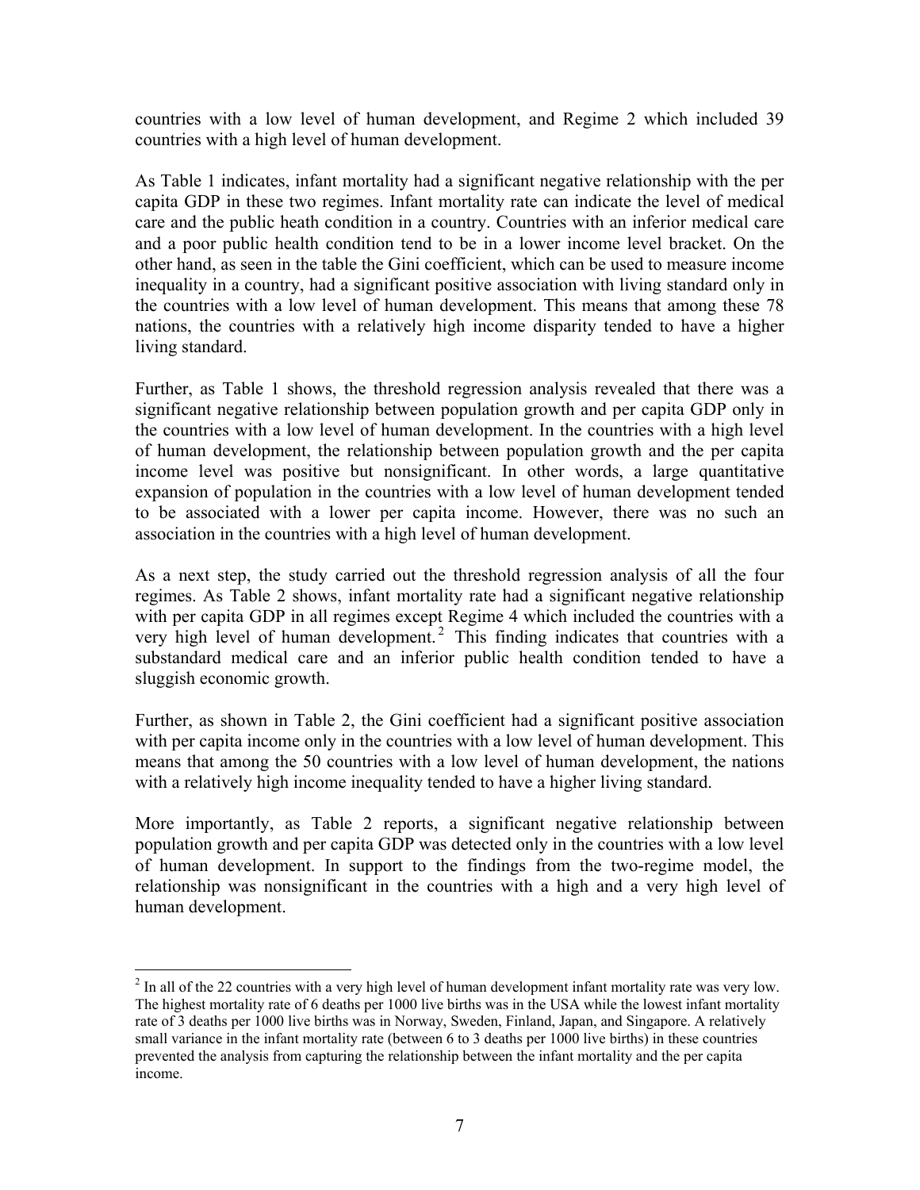countries with a low level of human development, and Regime 2 which included 39 countries with a high level of human development.

As Table 1 indicates, infant mortality had a significant negative relationship with the per capita GDP in these two regimes. Infant mortality rate can indicate the level of medical care and the public heath condition in a country. Countries with an inferior medical care and a poor public health condition tend to be in a lower income level bracket. On the other hand, as seen in the table the Gini coefficient, which can be used to measure income inequality in a country, had a significant positive association with living standard only in the countries with a low level of human development. This means that among these 78 nations, the countries with a relatively high income disparity tended to have a higher living standard.

Further, as Table 1 shows, the threshold regression analysis revealed that there was a significant negative relationship between population growth and per capita GDP only in the countries with a low level of human development. In the countries with a high level of human development, the relationship between population growth and the per capita income level was positive but nonsignificant. In other words, a large quantitative expansion of population in the countries with a low level of human development tended to be associated with a lower per capita income. However, there was no such an association in the countries with a high level of human development.

As a next step, the study carried out the threshold regression analysis of all the four regimes. As Table 2 shows, infant mortality rate had a significant negative relationship with per capita GDP in all regimes except Regime 4 which included the countries with a very high level of human development.[2] This finding indicates that countries with a substandard medical care and an inferior public health condition tended to have a sluggish economic growth.

Further, as shown in Table 2, the Gini coefficient had a significant positive association with per capita income only in the countries with a low level of human development. This means that among the 50 countries with a low level of human development, the nations with a relatively high income inequality tended to have a higher living standard.

More importantly, as Table 2 reports, a significant negative relationship between population growth and per capita GDP was detected only in the countries with a low level of human development. In support to the findings from the two-regime model, the relationship was nonsignificant in the countries with a high and a very high level of human development.

[2] In all of the 22 countries with a very high level of human development infant mortality rate was very low. The highest mortality rate of 6 deaths per 1000 live births was in the USA while the lowest infant mortality rate of 3 deaths per 1000 live births was in Norway, Sweden, Finland, Japan, and Singapore. A relatively small variance in the infant mortality rate (between 6 to 3 deaths per 1000 live births) in these countries prevented the analysis from capturing the relationship between the infant mortality and the per capita income.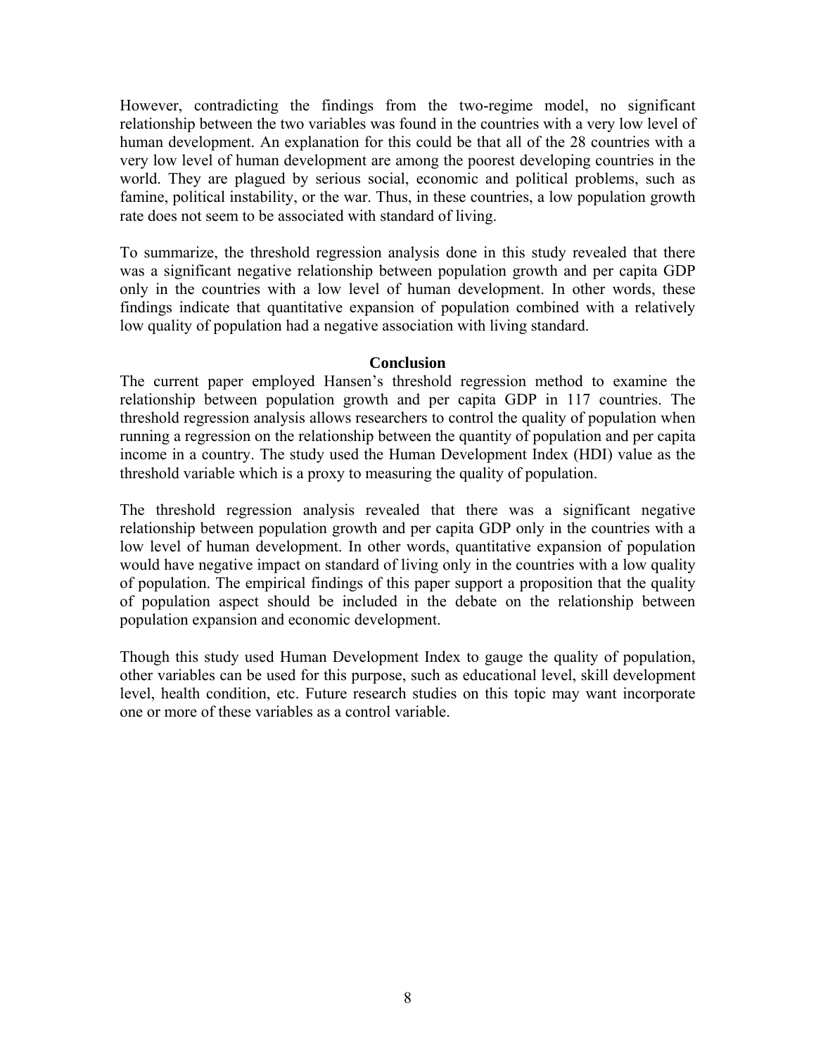However, contradicting the findings from the two-regime model, no significant relationship between the two variables was found in the countries with a very low level of human development. An explanation for this could be that all of the 28 countries with a very low level of human development are among the poorest developing countries in the world. They are plagued by serious social, economic and political problems, such as famine, political instability, or the war. Thus, in these countries, a low population growth rate does not seem to be associated with standard of living.

To summarize, the threshold regression analysis done in this study revealed that there was a significant negative relationship between population growth and per capita GDP only in the countries with a low level of human development. In other words, these findings indicate that quantitative expansion of population combined with a relatively low quality of population had a negative association with living standard.

## Conclusion

The current paper employed Hansen's threshold regression method to examine the relationship between population growth and per capita GDP in 117 countries. The threshold regression analysis allows researchers to control the quality of population when running a regression on the relationship between the quantity of population and per capita income in a country. The study used the Human Development Index (HDI) value as the threshold variable which is a proxy to measuring the quality of population.

The threshold regression analysis revealed that there was a significant negative relationship between population growth and per capita GDP only in the countries with a low level of human development. In other words, quantitative expansion of population would have negative impact on standard of living only in the countries with a low quality of population. The empirical findings of this paper support a proposition that the quality of population aspect should be included in the debate on the relationship between population expansion and economic development.

Though this study used Human Development Index to gauge the quality of population, other variables can be used for this purpose, such as educational level, skill development level, health condition, etc. Future research studies on this topic may want incorporate one or more of these variables as a control variable.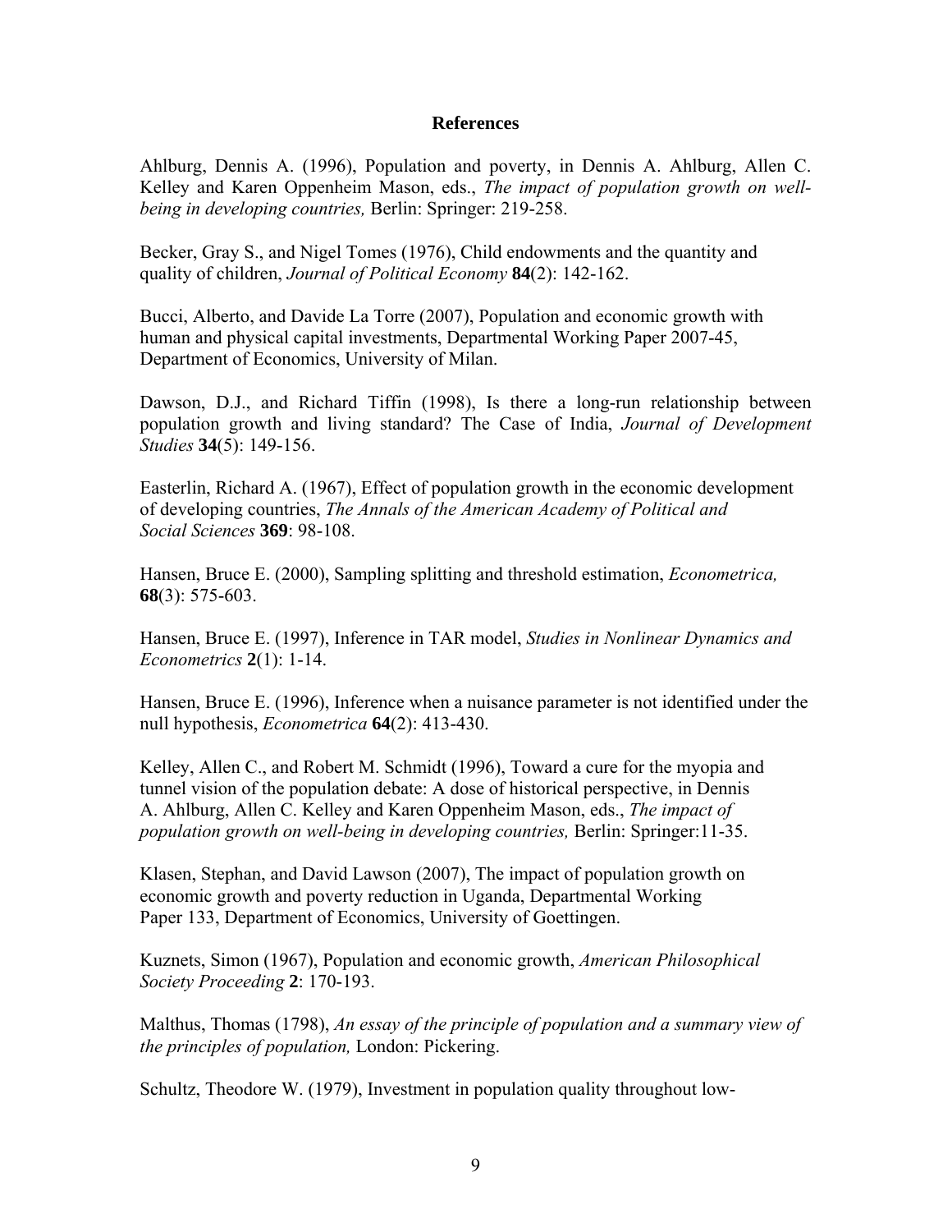## References

Ahlburg, Dennis A. (1996), Population and poverty, in Dennis A. Ahlburg, Allen C. Kelley and Karen Oppenheim Mason, eds., *The impact of population growth on well-being in developing countries,* Berlin: Springer: 219-258.

Becker, Gray S., and Nigel Tomes (1976), Child endowments and the quantity and quality of children, *Journal of Political Economy* **84**(2): 142-162.

Bucci, Alberto, and Davide La Torre (2007), Population and economic growth with human and physical capital investments, Departmental Working Paper 2007-45, Department of Economics, University of Milan.

Dawson, D.J., and Richard Tiffin (1998), Is there a long-run relationship between population growth and living standard? The Case of India, *Journal of Development Studies* **34**(5): 149-156.

Easterlin, Richard A. (1967), Effect of population growth in the economic development of developing countries, *The Annals of the American Academy of Political and Social Sciences* **369**: 98-108.

Hansen, Bruce E. (2000), Sampling splitting and threshold estimation, *Econometrica,* **68**(3): 575-603.

Hansen, Bruce E. (1997), Inference in TAR model, *Studies in Nonlinear Dynamics and Econometrics* **2**(1): 1-14.

Hansen, Bruce E. (1996), Inference when a nuisance parameter is not identified under the null hypothesis, *Econometrica* **64**(2): 413-430.

Kelley, Allen C., and Robert M. Schmidt (1996), Toward a cure for the myopia and tunnel vision of the population debate: A dose of historical perspective, in Dennis A. Ahlburg, Allen C. Kelley and Karen Oppenheim Mason, eds., *The impact of population growth on well-being in developing countries,* Berlin: Springer:11-35.

Klasen, Stephan, and David Lawson (2007), The impact of population growth on economic growth and poverty reduction in Uganda, Departmental Working Paper 133, Department of Economics, University of Goettingen.

Kuznets, Simon (1967), Population and economic growth, *American Philosophical Society Proceeding* **2**: 170-193.

Malthus, Thomas (1798), *An essay of the principle of population and a summary view of the principles of population,* London: Pickering.

Schultz, Theodore W. (1979), Investment in population quality throughout low-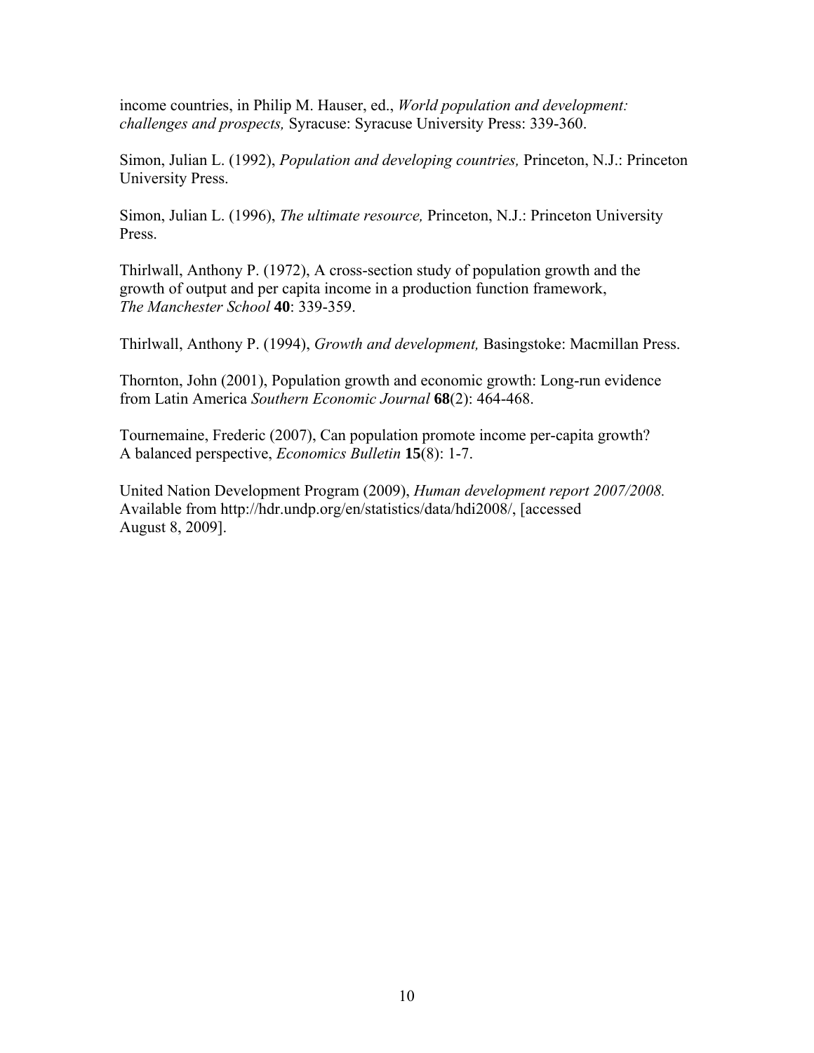income countries, in Philip M. Hauser, ed., *World population and development: challenges and prospects,* Syracuse: Syracuse University Press: 339-360.

Simon, Julian L. (1992), *Population and developing countries,* Princeton, N.J.: Princeton University Press.

Simon, Julian L. (1996), *The ultimate resource,* Princeton, N.J.: Princeton University Press.

Thirlwall, Anthony P. (1972), A cross-section study of population growth and the growth of output and per capita income in a production function framework, *The Manchester School* **40**: 339-359.

Thirlwall, Anthony P. (1994), *Growth and development,* Basingstoke: Macmillan Press.

Thornton, John (2001), Population growth and economic growth: Long-run evidence from Latin America *Southern Economic Journal* **68**(2): 464-468.

Tournemaine, Frederic (2007), Can population promote income per-capita growth? A balanced perspective, *Economics Bulletin* **15**(8): 1-7.

United Nation Development Program (2009), *Human development report 2007/2008.* Available from http://hdr.undp.org/en/statistics/data/hdi2008/, [accessed August 8, 2009].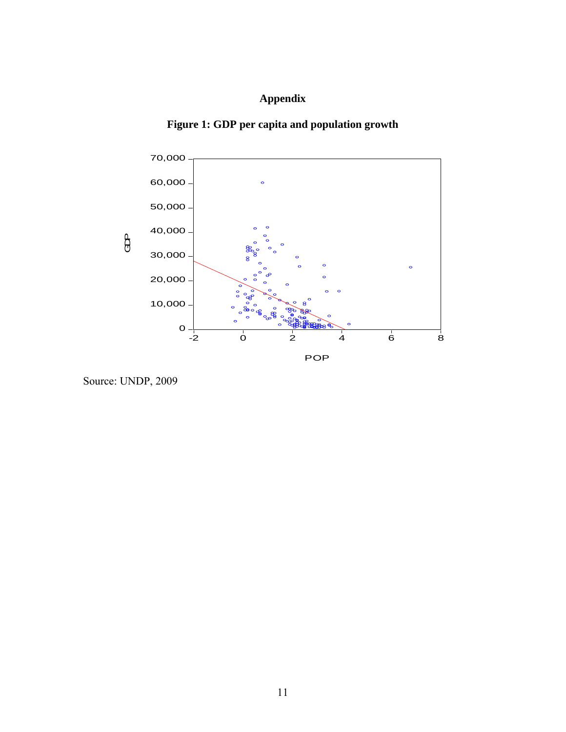# Appendix

**Figure 1: GDP per capita and population growth**

Source: UNDP, 2009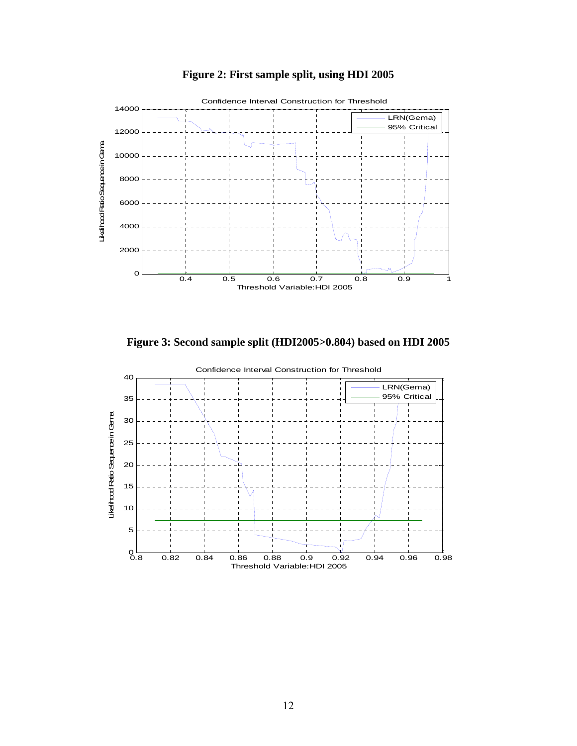**Figure 2: First sample split, using HDI 2005**

**Figure 3: Second sample split (HDI2005>0.804) based on HDI 2005**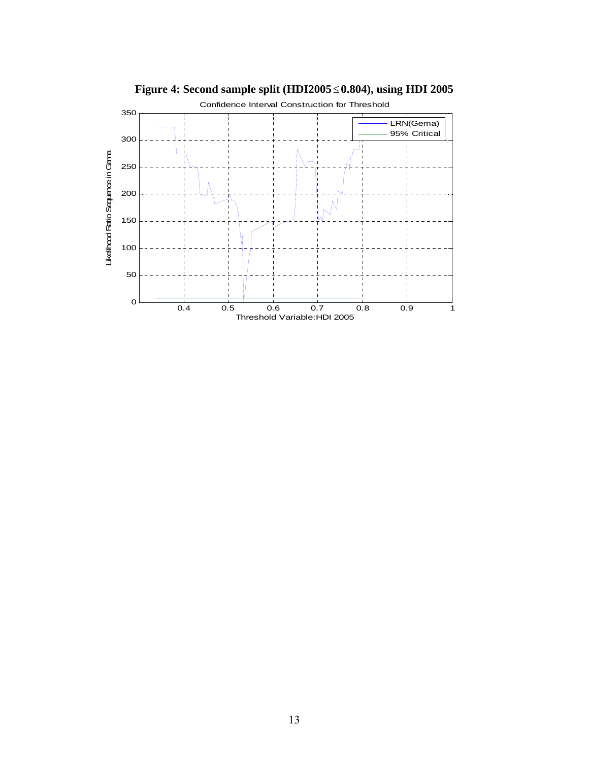**Figure 4: Second sample split (HDI2005 ≤ 0.804), using HDI 2005**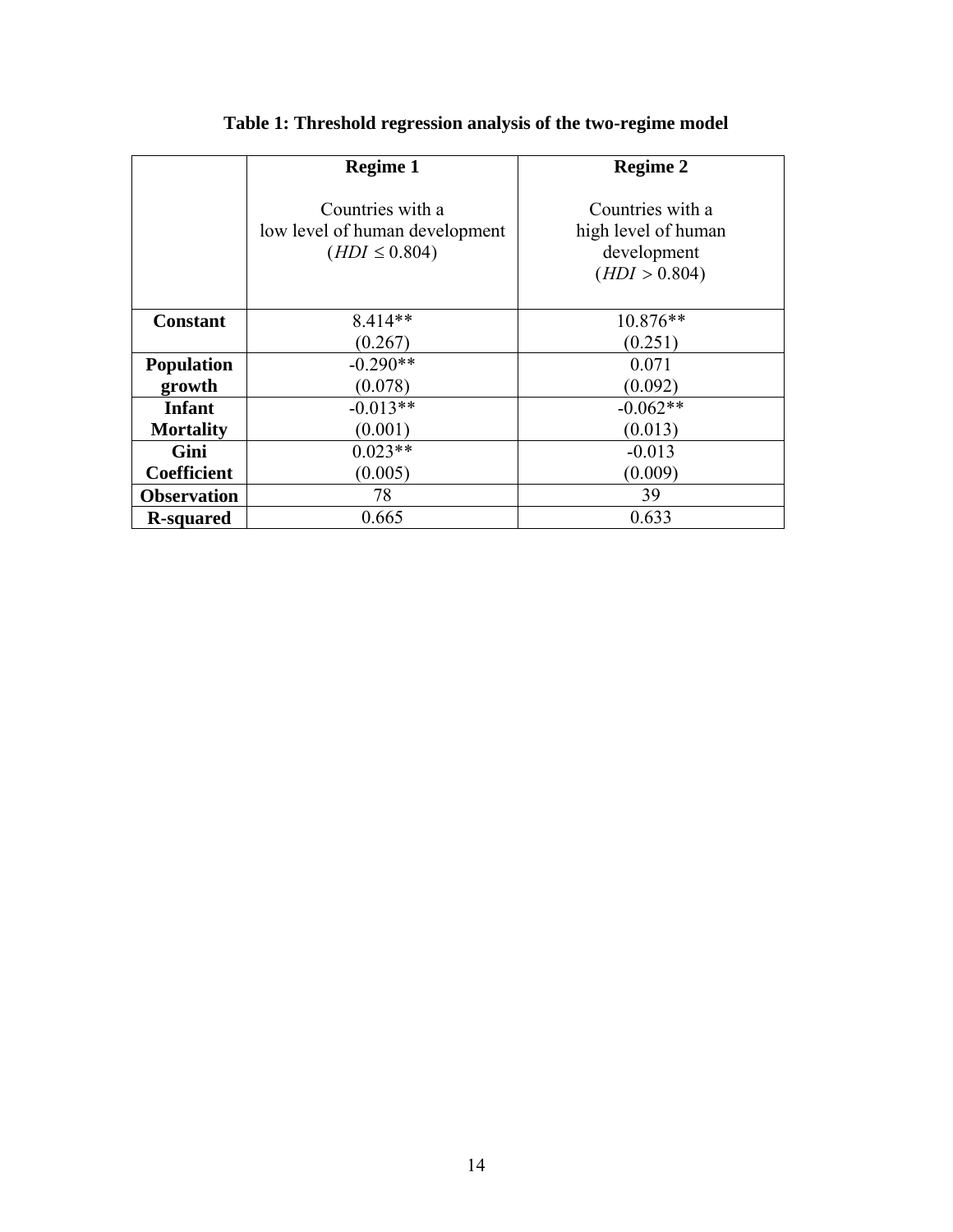**Table 1: Threshold regression analysis of the two-regime model**

| | **Regime 1**<br><br>Countries with a low level of human development ($HDI \leq 0.804$) | **Regime 2**<br><br>Countries with a high level of human development ($HDI > 0.804$) |
|---|---|---|
| **Constant** | 8.414**<br>(0.267) | 10.876**<br>(0.251) |
| **Population growth** | -0.290**<br>(0.078) | 0.071<br>(0.092) |
| **Infant Mortality** | -0.013**<br>(0.001) | -0.062**<br>(0.013) |
| **Gini Coefficient** | 0.023**<br>(0.005) | -0.013<br>(0.009) |
| **Observation** | 78 | 39 |
| **R-squared** | 0.665 | 0.633 |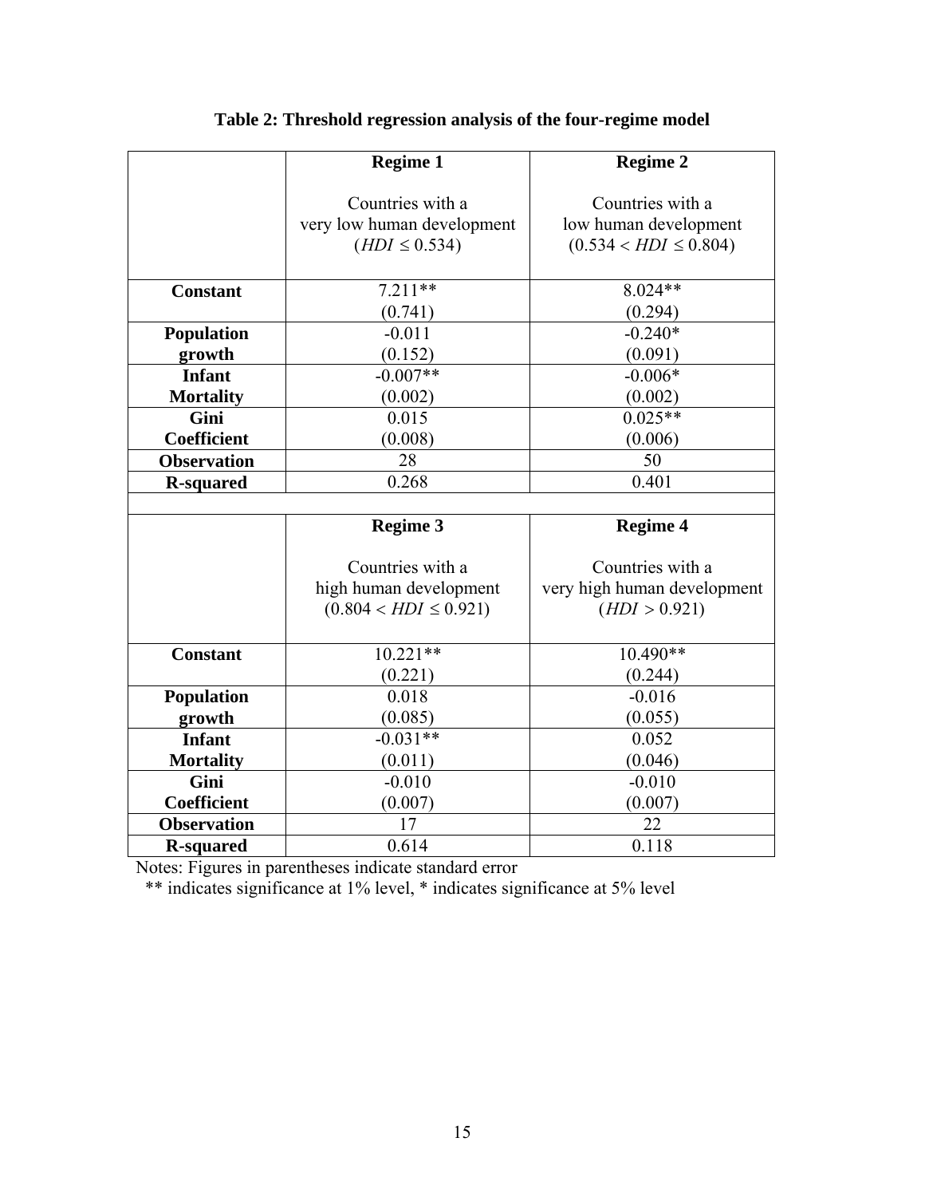**Table 2: Threshold regression analysis of the four-regime model**

| | Regime 1<br>Countries with a very low human development ($HDI \leq 0.534$) | Regime 2<br>Countries with a low human development ($0.534 < HDI \leq 0.804$) |
|---|---|---|
| **Constant** | 7.211**<br>(0.741) | 8.024**<br>(0.294) |
| **Population growth** | -0.011<br>(0.152) | -0.240*<br>(0.091) |
| **Infant Mortality** | -0.007**<br>(0.002) | -0.006*<br>(0.002) |
| **Gini Coefficient** | 0.015<br>(0.008) | 0.025**<br>(0.006) |
| **Observation** | 28 | 50 |
| **R-squared** | 0.268 | 0.401 |
| | | |
| | **Regime 3**<br>Countries with a high human development ($0.804 < HDI \leq 0.921$) | **Regime 4**<br>Countries with a very high human development ($HDI > 0.921$) |
| **Constant** | 10.221**<br>(0.221) | 10.490**<br>(0.244) |
| **Population growth** | 0.018<br>(0.085) | -0.016<br>(0.055) |
| **Infant Mortality** | -0.031**<br>(0.011) | 0.052<br>(0.046) |
| **Gini Coefficient** | -0.010<br>(0.007) | -0.010<br>(0.007) |
| **Observation** | 17 | 22 |
| **R-squared** | 0.614 | 0.118 |

Notes: Figures in parentheses indicate standard error
** indicates significance at 1% level, * indicates significance at 5% level